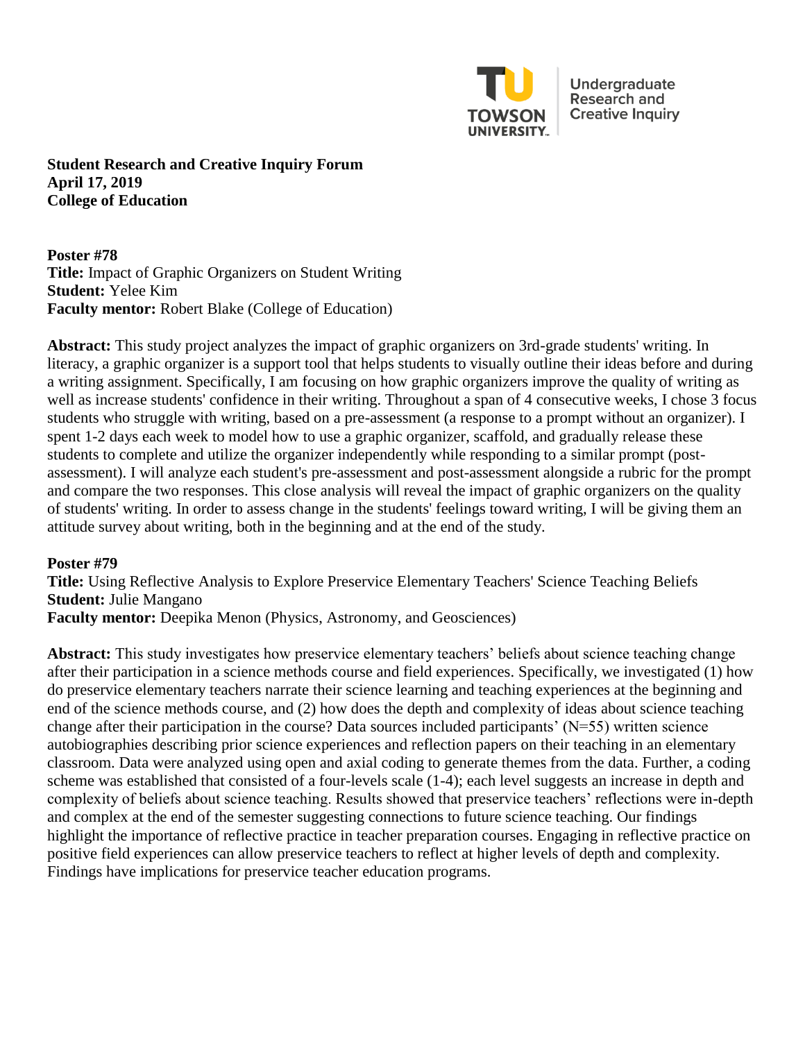Towson University Undergraduate Research and Creative Inquiry

**Student Research and Creative Inquiry Forum**
**April 17, 2019**
**College of Education**

**Poster #78**
**Title:** Impact of Graphic Organizers on Student Writing
**Student:** Yelee Kim
**Faculty mentor:** Robert Blake (College of Education)

**Abstract:** This study project analyzes the impact of graphic organizers on 3rd-grade students' writing. In literacy, a graphic organizer is a support tool that helps students to visually outline their ideas before and during a writing assignment. Specifically, I am focusing on how graphic organizers improve the quality of writing as well as increase students' confidence in their writing. Throughout a span of 4 consecutive weeks, I chose 3 focus students who struggle with writing, based on a pre-assessment (a response to a prompt without an organizer). I spent 1-2 days each week to model how to use a graphic organizer, scaffold, and gradually release these students to complete and utilize the organizer independently while responding to a similar prompt (post-assessment). I will analyze each student's pre-assessment and post-assessment alongside a rubric for the prompt and compare the two responses. This close analysis will reveal the impact of graphic organizers on the quality of students' writing. In order to assess change in the students' feelings toward writing, I will be giving them an attitude survey about writing, both in the beginning and at the end of the study.

**Poster #79**
**Title:** Using Reflective Analysis to Explore Preservice Elementary Teachers' Science Teaching Beliefs
**Student:** Julie Mangano
**Faculty mentor:** Deepika Menon (Physics, Astronomy, and Geosciences)

**Abstract:** This study investigates how preservice elementary teachers' beliefs about science teaching change after their participation in a science methods course and field experiences. Specifically, we investigated (1) how do preservice elementary teachers narrate their science learning and teaching experiences at the beginning and end of the science methods course, and (2) how does the depth and complexity of ideas about science teaching change after their participation in the course? Data sources included participants' (N=55) written science autobiographies describing prior science experiences and reflection papers on their teaching in an elementary classroom. Data were analyzed using open and axial coding to generate themes from the data. Further, a coding scheme was established that consisted of a four-levels scale (1-4); each level suggests an increase in depth and complexity of beliefs about science teaching. Results showed that preservice teachers' reflections were in-depth and complex at the end of the semester suggesting connections to future science teaching. Our findings highlight the importance of reflective practice in teacher preparation courses. Engaging in reflective practice on positive field experiences can allow preservice teachers to reflect at higher levels of depth and complexity. Findings have implications for preservice teacher education programs.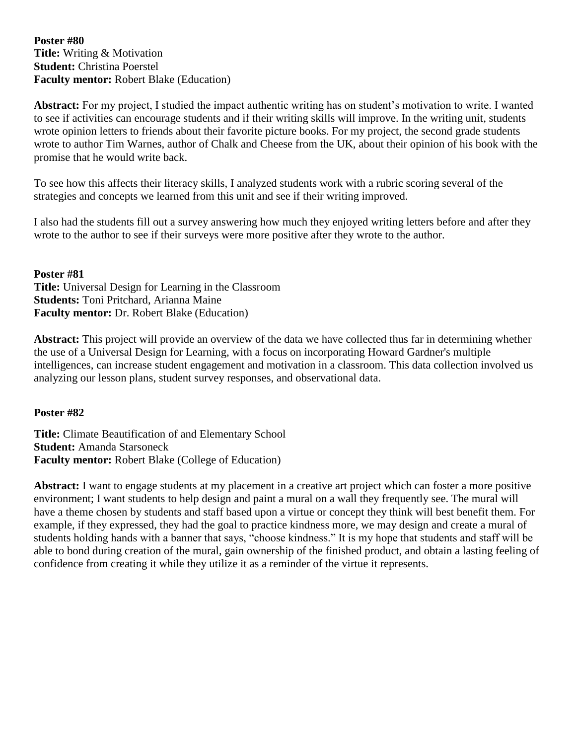**Poster #80**
**Title:** Writing & Motivation
**Student:** Christina Poerstel
**Faculty mentor:** Robert Blake (Education)

**Abstract:** For my project, I studied the impact authentic writing has on student's motivation to write. I wanted to see if activities can encourage students and if their writing skills will improve. In the writing unit, students wrote opinion letters to friends about their favorite picture books. For my project, the second grade students wrote to author Tim Warnes, author of Chalk and Cheese from the UK, about their opinion of his book with the promise that he would write back.

To see how this affects their literacy skills, I analyzed students work with a rubric scoring several of the strategies and concepts we learned from this unit and see if their writing improved.

I also had the students fill out a survey answering how much they enjoyed writing letters before and after they wrote to the author to see if their surveys were more positive after they wrote to the author.

**Poster #81**
**Title:** Universal Design for Learning in the Classroom
**Students:** Toni Pritchard, Arianna Maine
**Faculty mentor:** Dr. Robert Blake (Education)

**Abstract:** This project will provide an overview of the data we have collected thus far in determining whether the use of a Universal Design for Learning, with a focus on incorporating Howard Gardner's multiple intelligences, can increase student engagement and motivation in a classroom. This data collection involved us analyzing our lesson plans, student survey responses, and observational data.

**Poster #82**

**Title:** Climate Beautification of and Elementary School
**Student:** Amanda Starsoneck
**Faculty mentor:** Robert Blake (College of Education)

**Abstract:** I want to engage students at my placement in a creative art project which can foster a more positive environment; I want students to help design and paint a mural on a wall they frequently see. The mural will have a theme chosen by students and staff based upon a virtue or concept they think will best benefit them. For example, if they expressed, they had the goal to practice kindness more, we may design and create a mural of students holding hands with a banner that says, "choose kindness." It is my hope that students and staff will be able to bond during creation of the mural, gain ownership of the finished product, and obtain a lasting feeling of confidence from creating it while they utilize it as a reminder of the virtue it represents.